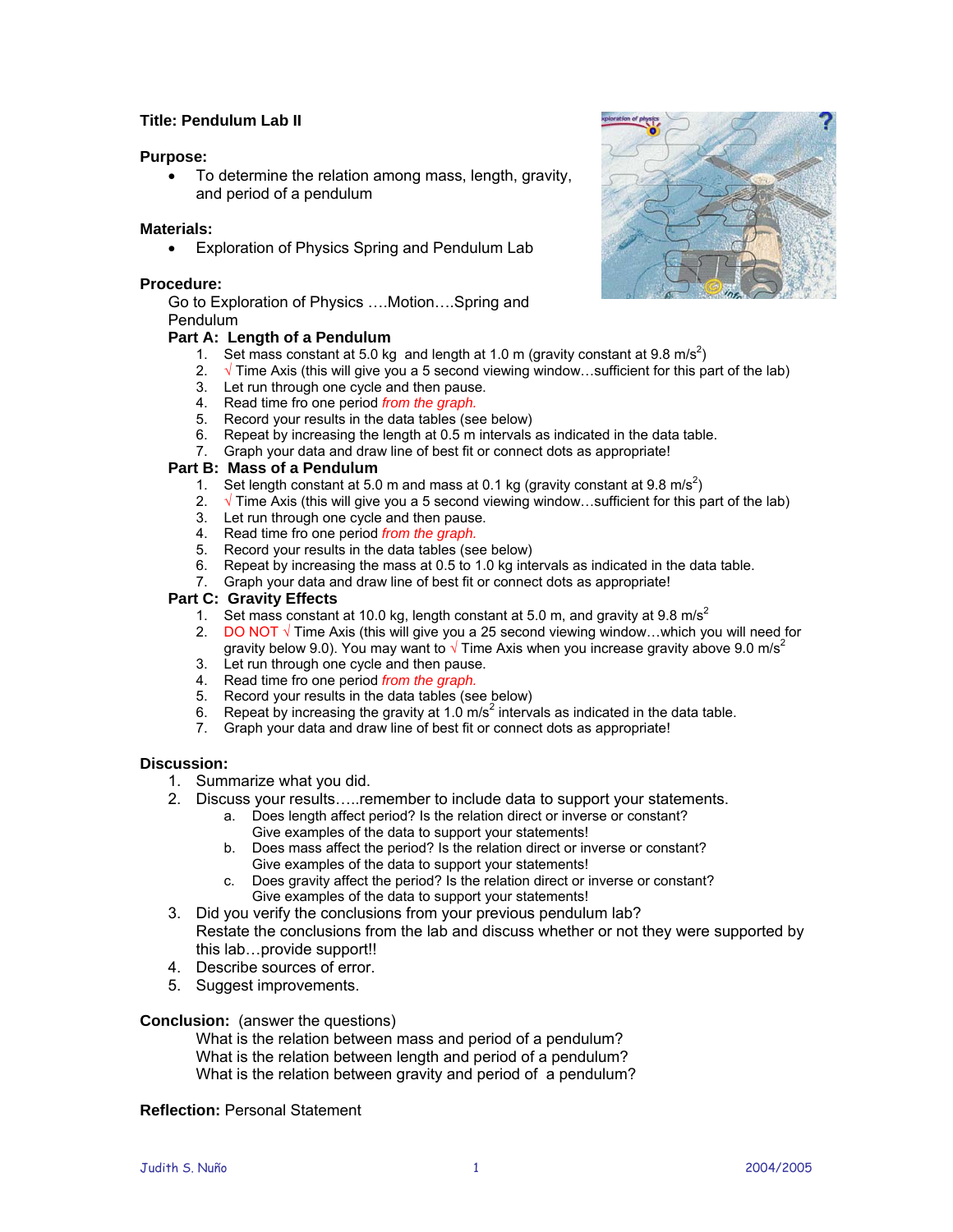# Title: Pendulum Lab II

**Purpose:**

- To determine the relation among mass, length, gravity, and period of a pendulum

**Materials:**

- Exploration of Physics Spring and Pendulum Lab

**Procedure:**

Go to Exploration of Physics ….Motion….Spring and Pendulum

**Part A: Length of a Pendulum**

1. Set mass constant at 5.0 kg and length at 1.0 m (gravity constant at 9.8 m/s$^2$)
2. √ Time Axis (this will give you a 5 second viewing window…sufficient for this part of the lab)
3. Let run through one cycle and then pause.
4. Read time fro one period *from the graph.*
5. Record your results in the data tables (see below)
6. Repeat by increasing the length at 0.5 m intervals as indicated in the data table.
7. Graph your data and draw line of best fit or connect dots as appropriate!

**Part B: Mass of a Pendulum**

1. Set length constant at 5.0 m and mass at 0.1 kg (gravity constant at 9.8 m/s$^2$)
2. √ Time Axis (this will give you a 5 second viewing window…sufficient for this part of the lab)
3. Let run through one cycle and then pause.
4. Read time fro one period *from the graph.*
5. Record your results in the data tables (see below)
6. Repeat by increasing the mass at 0.5 to 1.0 kg intervals as indicated in the data table.
7. Graph your data and draw line of best fit or connect dots as appropriate!

**Part C: Gravity Effects**

1. Set mass constant at 10.0 kg, length constant at 5.0 m, and gravity at 9.8 m/s$^2$
2. DO NOT √ Time Axis (this will give you a 25 second viewing window…which you will need for gravity below 9.0). You may want to √ Time Axis when you increase gravity above 9.0 m/s$^2$
3. Let run through one cycle and then pause.
4. Read time fro one period *from the graph.*
5. Record your results in the data tables (see below)
6. Repeat by increasing the gravity at 1.0 m/s$^2$ intervals as indicated in the data table.
7. Graph your data and draw line of best fit or connect dots as appropriate!

**Discussion:**

1. Summarize what you did.
2. Discuss your results…..remember to include data to support your statements.
   a. Does length affect period? Is the relation direct or inverse or constant? Give examples of the data to support your statements!
   b. Does mass affect the period? Is the relation direct or inverse or constant? Give examples of the data to support your statements!
   c. Does gravity affect the period? Is the relation direct or inverse or constant? Give examples of the data to support your statements!
3. Did you verify the conclusions from your previous pendulum lab? Restate the conclusions from the lab and discuss whether or not they were supported by this lab…provide support!!
4. Describe sources of error.
5. Suggest improvements.

**Conclusion:** (answer the questions)

What is the relation between mass and period of a pendulum?
What is the relation between length and period of a pendulum?
What is the relation between gravity and period of a pendulum?

**Reflection:** Personal Statement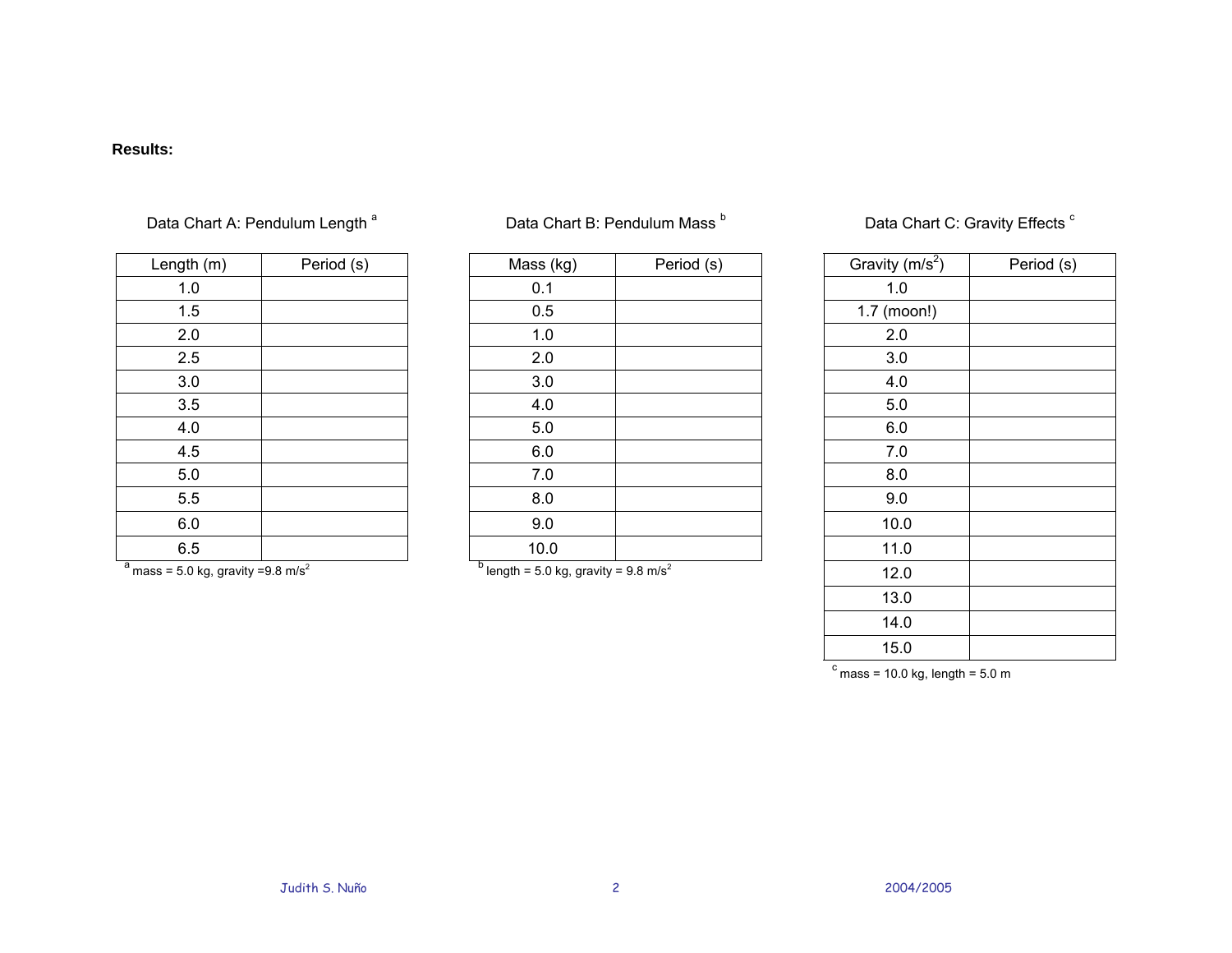**Results:**

Data Chart A: Pendulum Length [a]

| Length (m) | Period (s) |
|---|---|
| 1.0 | |
| 1.5 | |
| 2.0 | |
| 2.5 | |
| 3.0 | |
| 3.5 | |
| 4.0 | |
| 4.5 | |
| 5.0 | |
| 5.5 | |
| 6.0 | |
| 6.5 | |

[a] mass = 5.0 kg, gravity =9.8 m/s$^2$

Data Chart B: Pendulum Mass [b]

| Mass (kg) | Period (s) |
|---|---|
| 0.1 | |
| 0.5 | |
| 1.0 | |
| 2.0 | |
| 3.0 | |
| 4.0 | |
| 5.0 | |
| 6.0 | |
| 7.0 | |
| 8.0 | |
| 9.0 | |
| 10.0 | |

[b] length = 5.0 kg, gravity = 9.8 m/s$^2$

Data Chart C: Gravity Effects [c]

| Gravity (m/s$^2$) | Period (s) |
|---|---|
| 1.0 | |
| 1.7 (moon!) | |
| 2.0 | |
| 3.0 | |
| 4.0 | |
| 5.0 | |
| 6.0 | |
| 7.0 | |
| 8.0 | |
| 9.0 | |
| 10.0 | |
| 11.0 | |
| 12.0 | |
| 13.0 | |
| 14.0 | |
| 15.0 | |

[c] mass = 10.0 kg, length = 5.0 m